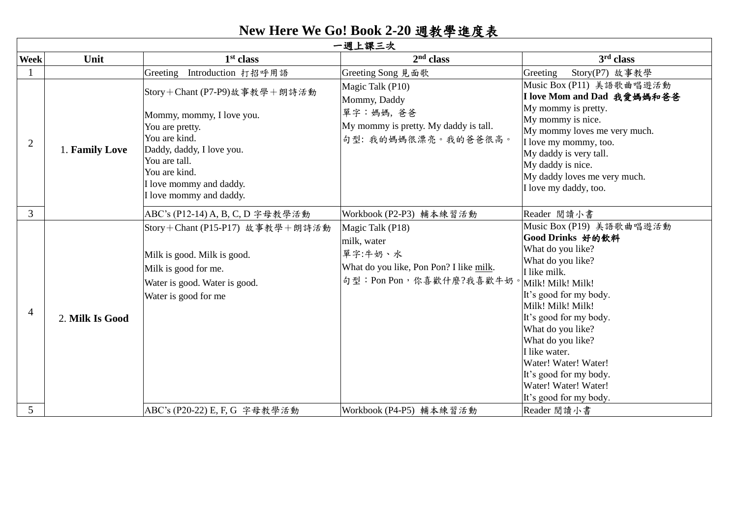# New Here We Go! Book 2-20 週教學進度表

| 一週上課三次 | | | | |
|---|---|---|---|---|
| **Week** | **Unit** | **1st class** | **2nd class** | **3rd class** |
| 1 | | Greeting Introduction 打招呼用語 | Greeting Song 見面歌 | Greeting Story(P7) 故事教學 |
| 2 | 1. **Family Love** | Story＋Chant (P7-P9)故事教學＋朗詩活動<br><br>Mommy, mommy, I love you.<br>You are pretty.<br>You are kind.<br>Daddy, daddy, I love you.<br>You are tall.<br>You are kind.<br>I love mommy and daddy.<br>I love mommy and daddy. | Magic Talk (P10)<br>Mommy, Daddy<br>單字：媽媽, 爸爸<br>My mommy is pretty. My daddy is tall.<br>句型: 我的媽媽很漂亮。我的爸爸很高。 | Music Box (P11) 美語歌曲唱遊活動<br>**I love Mom and Dad 我愛媽媽和爸爸**<br>My mommy is pretty.<br>My mommy is nice.<br>My mommy loves me very much.<br>I love my mommy, too.<br>My daddy is very tall.<br>My daddy is nice.<br>My daddy loves me very much.<br>I love my daddy, too. |
| 3 | | ABC's (P12-14) A, B, C, D 字母教學活動 | Workbook (P2-P3) 輔本練習活動 | Reader 閱讀小書 |
| 4 | 2. **Milk Is Good** | Story＋Chant (P15-P17) 故事教學＋朗詩活動<br><br>Milk is good. Milk is good.<br>Milk is good for me.<br>Water is good. Water is good.<br>Water is good for me | Magic Talk (P18)<br>milk, water<br>單字:牛奶、水<br>What do you like, Pon Pon? I like milk.<br>句型：Pon Pon，你喜歡什麼?我喜歡牛奶。 | Music Box (P19) 美語歌曲唱遊活動<br>**Good Drinks 好的飲料**<br>What do you like?<br>What do you like?<br>I like milk.<br>Milk! Milk! Milk!<br>It's good for my body.<br>Milk! Milk! Milk!<br>It's good for my body.<br>What do you like?<br>What do you like?<br>I like water.<br>Water! Water! Water!<br>It's good for my body.<br>Water! Water! Water!<br>It's good for my body. |
| 5 | | ABC's (P20-22) E, F, G 字母教學活動 | Workbook (P4-P5) 輔本練習活動 | Reader 閱讀小書 |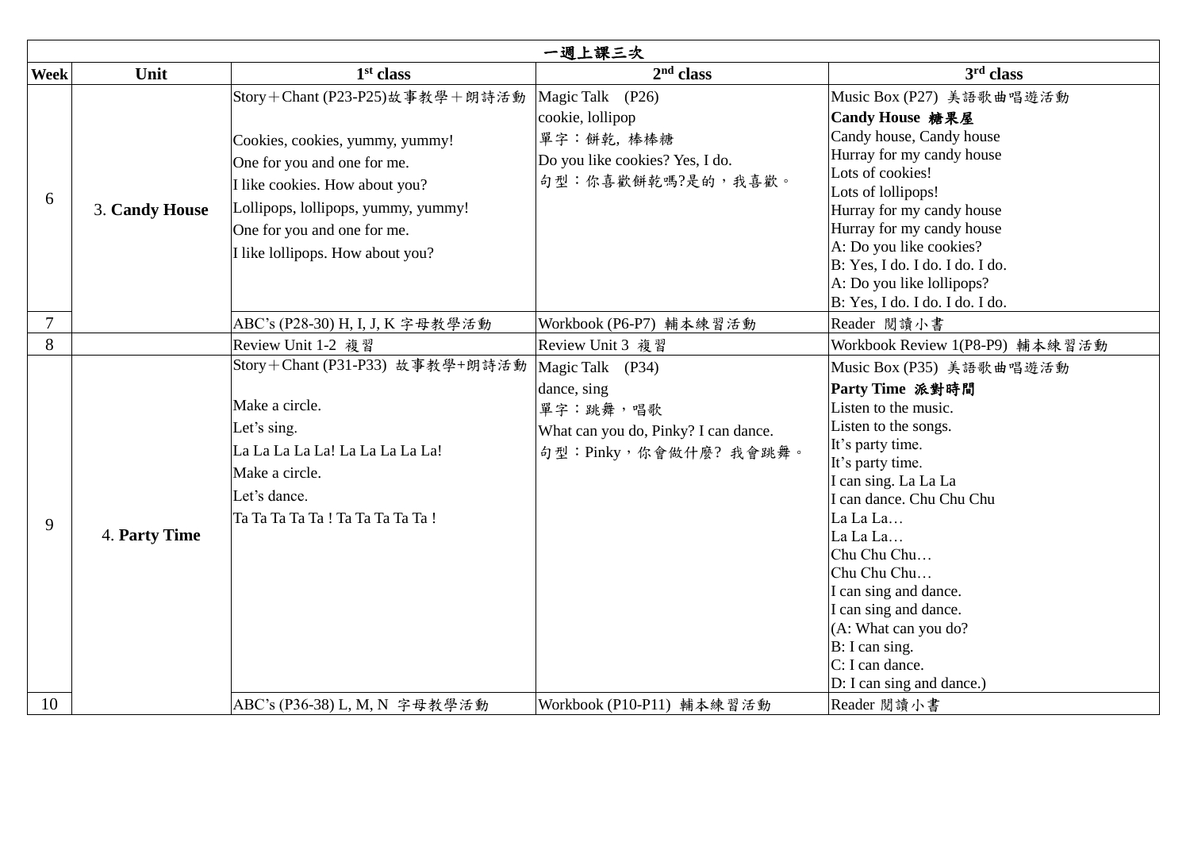| 一週上課三次 | | | | |
|---|---|---|---|---|
| Week | Unit | 1st class | 2nd class | 3rd class |
| 6 | 3. **Candy House** | Story＋Chant (P23-P25)故事教學＋朗詩活動<br><br>Cookies, cookies, yummy, yummy!<br>One for you and one for me.<br>I like cookies. How about you?<br>Lollipops, lollipops, yummy, yummy!<br>One for you and one for me.<br>I like lollipops. How about you? | Magic Talk (P26)<br>cookie, lollipop<br>單字：餅乾, 棒棒糖<br>Do you like cookies? Yes, I do.<br>句型：你喜歡餅乾嗎?是的，我喜歡。 | Music Box (P27) 美語歌曲唱遊活動<br>**Candy House 糖果屋**<br>Candy house, Candy house<br>Hurray for my candy house<br>Lots of cookies!<br>Lots of lollipops!<br>Hurray for my candy house<br>Hurray for my candy house<br>A: Do you like cookies?<br>B: Yes, I do. I do. I do. I do.<br>A: Do you like lollipops?<br>B: Yes, I do. I do. I do. I do. |
| 7 | | ABC's (P28-30) H, I, J, K 字母教學活動 | Workbook (P6-P7) 輔本練習活動 | Reader 閱讀小書 |
| 8 | | Review Unit 1-2 複習 | Review Unit 3 複習 | Workbook Review 1(P8-P9) 輔本練習活動 |
| 9 | 4. **Party Time** | Story＋Chant (P31-P33) 故事教學+朗詩活動<br><br>Make a circle.<br>Let's sing.<br>La La La La La! La La La La La!<br>Make a circle.<br>Let's dance.<br>Ta Ta Ta Ta Ta ! Ta Ta Ta Ta Ta ! | Magic Talk (P34)<br>dance, sing<br>單字：跳舞，唱歌<br>What can you do, Pinky? I can dance.<br>句型：Pinky，你會做什麼? 我會跳舞。 | Music Box (P35) 美語歌曲唱遊活動<br>**Party Time 派對時間**<br>Listen to the music.<br>Listen to the songs.<br>It's party time.<br>It's party time.<br>I can sing. La La La<br>I can dance. Chu Chu Chu<br>La La La…<br>La La La…<br>Chu Chu Chu…<br>Chu Chu Chu…<br>I can sing and dance.<br>I can sing and dance.<br>(A: What can you do?<br>B: I can sing.<br>C: I can dance.<br>D: I can sing and dance.) |
| 10 | | ABC's (P36-38) L, M, N 字母教學活動 | Workbook (P10-P11) 輔本練習活動 | Reader 閱讀小書 |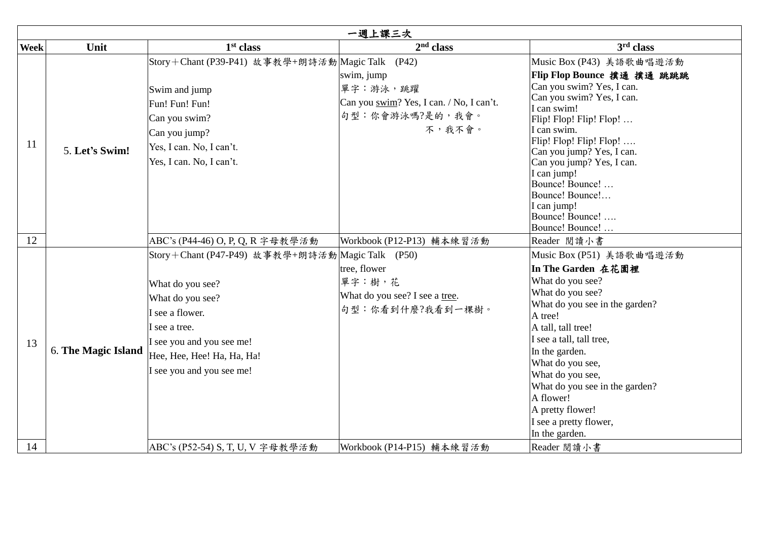| 一週上課三次 | | | | |
|---|---|---|---|---|
| **Week** | **Unit** | **1st class** | **2nd class** | **3rd class** |
| 11 | 5. **Let's Swim!** | Story＋Chant (P39-P41) 故事教學+朗詩活動<br><br>Swim and jump<br>Fun! Fun! Fun!<br>Can you swim?<br>Can you jump?<br>Yes, I can. No, I can't.<br>Yes, I can. No, I can't. | Magic Talk (P42)<br>swim, jump<br>單字：游泳，跳躍<br>Can you swim? Yes, I can. / No, I can't.<br>句型：你會游泳嗎?是的，我會。<br>不，我不會。 | Music Box (P43) 美語歌曲唱遊活動<br>**Flip Flop Bounce 撲通 撲通 跳跳跳**<br>Can you swim? Yes, I can.<br>Can you swim? Yes, I can.<br>I can swim!<br>Flip! Flop! Flip! Flop! …<br>I can swim.<br>Flip! Flop! Flip! Flop! ….<br>Can you jump? Yes, I can.<br>Can you jump? Yes, I can.<br>I can jump!<br>Bounce! Bounce! …<br>Bounce! Bounce!…<br>I can jump!<br>Bounce! Bounce! ….<br>Bounce! Bounce! … |
| 12 | | ABC's (P44-46) O, P, Q, R 字母教學活動 | Workbook (P12-P13) 輔本練習活動 | Reader 閱讀小書 |
| 13 | 6. **The Magic Island** | Story＋Chant (P47-P49) 故事教學+朗詩活動<br><br>What do you see?<br>What do you see?<br>I see a flower.<br>I see a tree.<br>I see you and you see me!<br>Hee, Hee, Hee! Ha, Ha, Ha!<br>I see you and you see me! | Magic Talk (P50)<br>tree, flower<br>單字：樹，花<br>What do you see? I see a tree.<br>句型：你看到什麼?我看到一棵樹。 | Music Box (P51) 美語歌曲唱遊活動<br>**In The Garden 在花園裡**<br>What do you see?<br>What do you see?<br>What do you see in the garden?<br>A tree!<br>A tall, tall tree!<br>I see a tall, tall tree,<br>In the garden.<br>What do you see,<br>What do you see,<br>What do you see in the garden?<br>A flower!<br>A pretty flower!<br>I see a pretty flower,<br>In the garden. |
| 14 | | ABC's (P52-54) S, T, U, V 字母教學活動 | Workbook (P14-P15) 輔本練習活動 | Reader 閱讀小書 |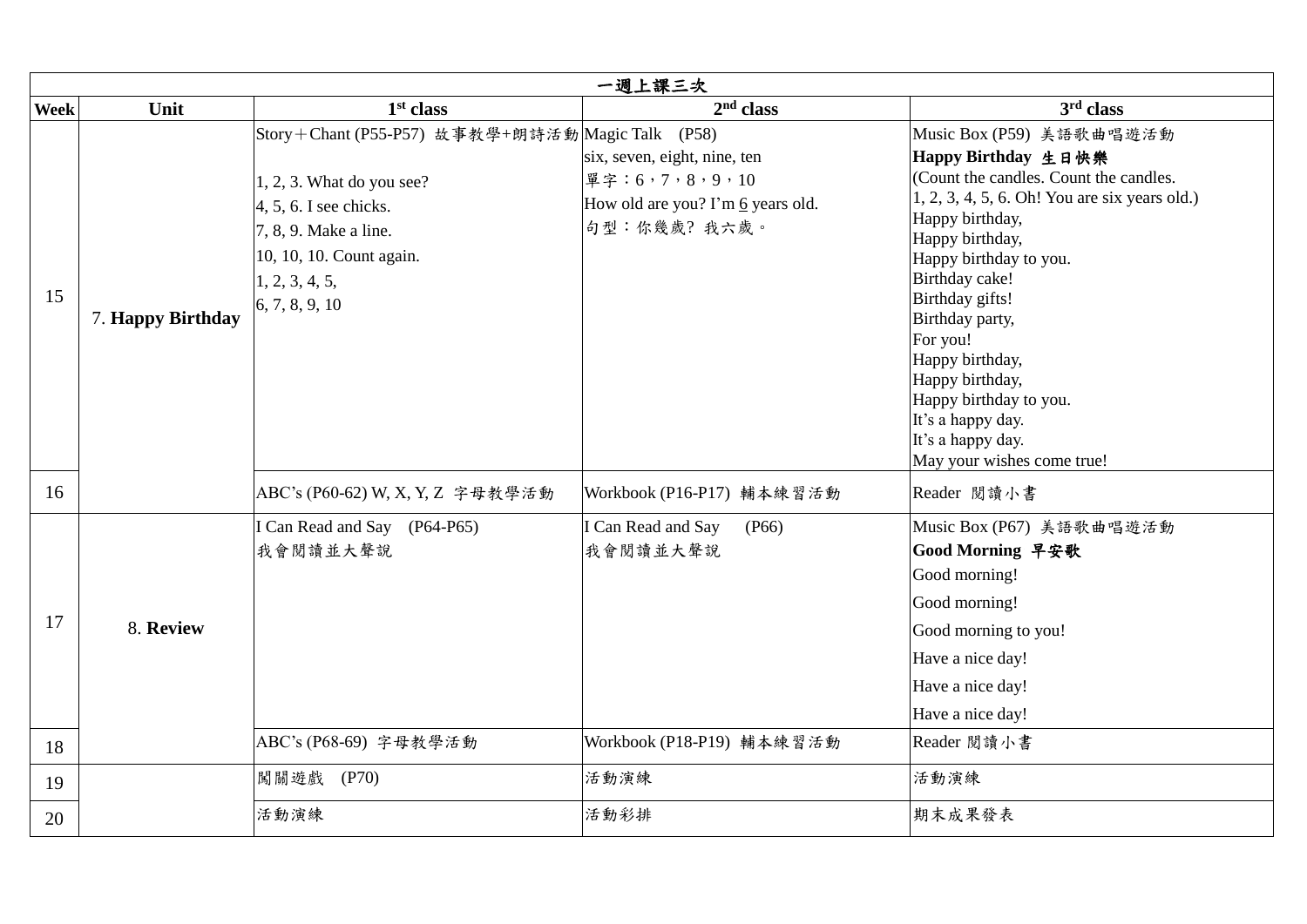| 一週上課三次 | | | | |
|---|---|---|---|---|
| **Week** | **Unit** | **1st class** | **2nd class** | **3rd class** |
| 15 | 7. **Happy Birthday** | Story＋Chant (P55-P57) 故事教學+朗詩活動<br><br>1, 2, 3. What do you see?<br>4, 5, 6. I see chicks.<br>7, 8, 9. Make a line.<br>10, 10, 10. Count again.<br>1, 2, 3, 4, 5,<br>6, 7, 8, 9, 10 | Magic Talk (P58)<br>six, seven, eight, nine, ten<br>單字：6，7，8，9，10<br>How old are you? I'm 6 years old.<br>句型：你幾歲? 我六歲。 | Music Box (P59) 美語歌曲唱遊活動<br>**Happy Birthday 生日快樂**<br>(Count the candles. Count the candles.<br>1, 2, 3, 4, 5, 6. Oh! You are six years old.)<br>Happy birthday,<br>Happy birthday,<br>Happy birthday to you.<br>Birthday cake!<br>Birthday gifts!<br>Birthday party,<br>For you!<br>Happy birthday,<br>Happy birthday,<br>Happy birthday to you.<br>It's a happy day.<br>It's a happy day.<br>May your wishes come true! |
| 16 | | ABC's (P60-62) W, X, Y, Z 字母教學活動 | Workbook (P16-P17) 輔本練習活動 | Reader 閱讀小書 |
| 17 | 8. **Review** | I Can Read and Say (P64-P65)<br>我會閱讀並大聲說 | I Can Read and Say (P66)<br>我會閱讀並大聲說 | Music Box (P67) 美語歌曲唱遊活動<br>**Good Morning 早安歌**<br>Good morning!<br>Good morning!<br>Good morning to you!<br>Have a nice day!<br>Have a nice day!<br>Have a nice day! |
| 18 | | ABC's (P68-69) 字母教學活動 | Workbook (P18-P19) 輔本練習活動 | Reader 閱讀小書 |
| 19 | | 闖關遊戲 (P70) | 活動演練 | 活動演練 |
| 20 | | 活動演練 | 活動彩排 | 期末成果發表 |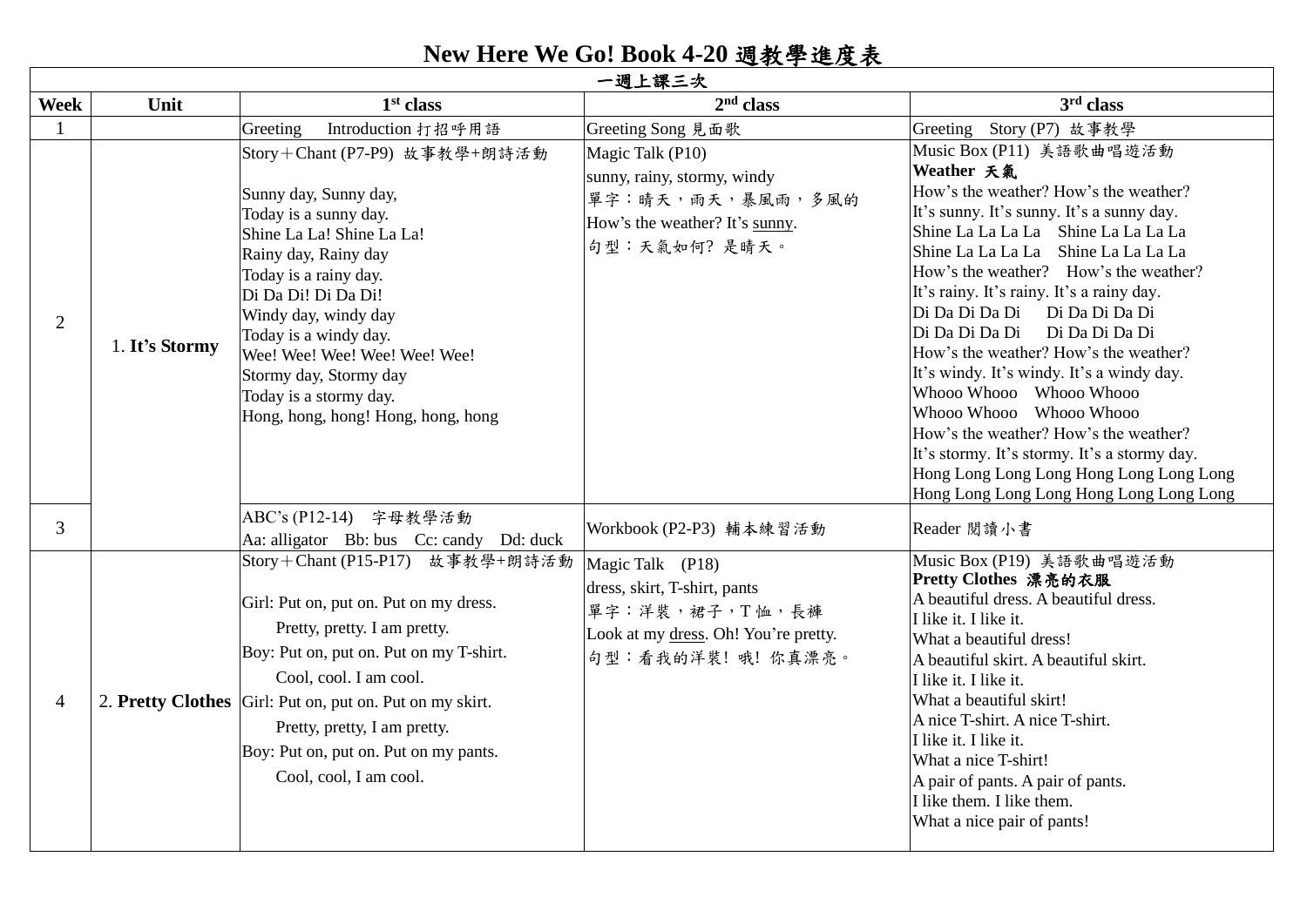# New Here We Go! Book 4-20 週教學進度表

| 一週上課三次 | | | | |
|---|---|---|---|---|
| **Week** | **Unit** | **1st class** | **2nd class** | **3rd class** |
| 1 | | Greeting　Introduction 打招呼用語 | Greeting Song 見面歌 | Greeting　Story (P7) 故事教學 |
| 2 | 1. **It's Stormy** | Story＋Chant (P7-P9) 故事教學+朗詩活動<br><br>Sunny day, Sunny day,<br>Today is a sunny day.<br>Shine La La! Shine La La!<br>Rainy day, Rainy day<br>Today is a rainy day.<br>Di Da Di! Di Da Di!<br>Windy day, windy day<br>Today is a windy day.<br>Wee! Wee! Wee! Wee! Wee! Wee!<br>Stormy day, Stormy day<br>Today is a stormy day.<br>Hong, hong, hong! Hong, hong, hong | Magic Talk (P10)<br>sunny, rainy, stormy, windy<br>單字：晴天，雨天，暴風雨，多風的<br>How's the weather? It's sunny.<br>句型：天氣如何? 是晴天。 | Music Box (P11) 美語歌曲唱遊活動<br>**Weather 天氣**<br>How's the weather? How's the weather?<br>It's sunny. It's sunny. It's a sunny day.<br>Shine La La La La　Shine La La La La<br>Shine La La La La　Shine La La La La<br>How's the weather?　How's the weather?<br>It's rainy. It's rainy. It's a rainy day.<br>Di Da Di Da Di　Di Da Di Da Di<br>Di Da Di Da Di　Di Da Di Da Di<br>How's the weather? How's the weather?<br>It's windy. It's windy. It's a windy day.<br>Whooo Whooo　Whooo Whooo<br>Whooo Whooo　Whooo Whooo<br>How's the weather? How's the weather?<br>It's stormy. It's stormy. It's a stormy day.<br>Hong Long Long Long Hong Long Long Long<br>Hong Long Long Long Hong Long Long Long |
| 3 | | ABC's (P12-14)　字母教學活動<br>Aa: alligator　Bb: bus　Cc: candy　Dd: duck | Workbook (P2-P3) 輔本練習活動 | Reader 閱讀小書 |
| 4 | 2. **Pretty Clothes** | Story＋Chant (P15-P17)　故事教學+朗詩活動<br><br>Girl: Put on, put on. Put on my dress.<br>Pretty, pretty. I am pretty.<br>Boy: Put on, put on. Put on my T-shirt.<br>Cool, cool. I am cool.<br>Girl: Put on, put on. Put on my skirt.<br>Pretty, pretty, I am pretty.<br>Boy: Put on, put on. Put on my pants.<br>Cool, cool, I am cool. | Magic Talk　(P18)<br>dress, skirt, T-shirt, pants<br>單字：洋裝，裙子，T 恤，長褲<br>Look at my dress. Oh! You're pretty.<br>句型：看我的洋裝! 哦! 你真漂亮。 | Music Box (P19) 美語歌曲唱遊活動<br>**Pretty Clothes 漂亮的衣服**<br>A beautiful dress. A beautiful dress.<br>I like it. I like it.<br>What a beautiful dress!<br>A beautiful skirt. A beautiful skirt.<br>I like it. I like it.<br>What a beautiful skirt!<br>A nice T-shirt. A nice T-shirt.<br>I like it. I like it.<br>What a nice T-shirt!<br>A pair of pants. A pair of pants.<br>I like them. I like them.<br>What a nice pair of pants! |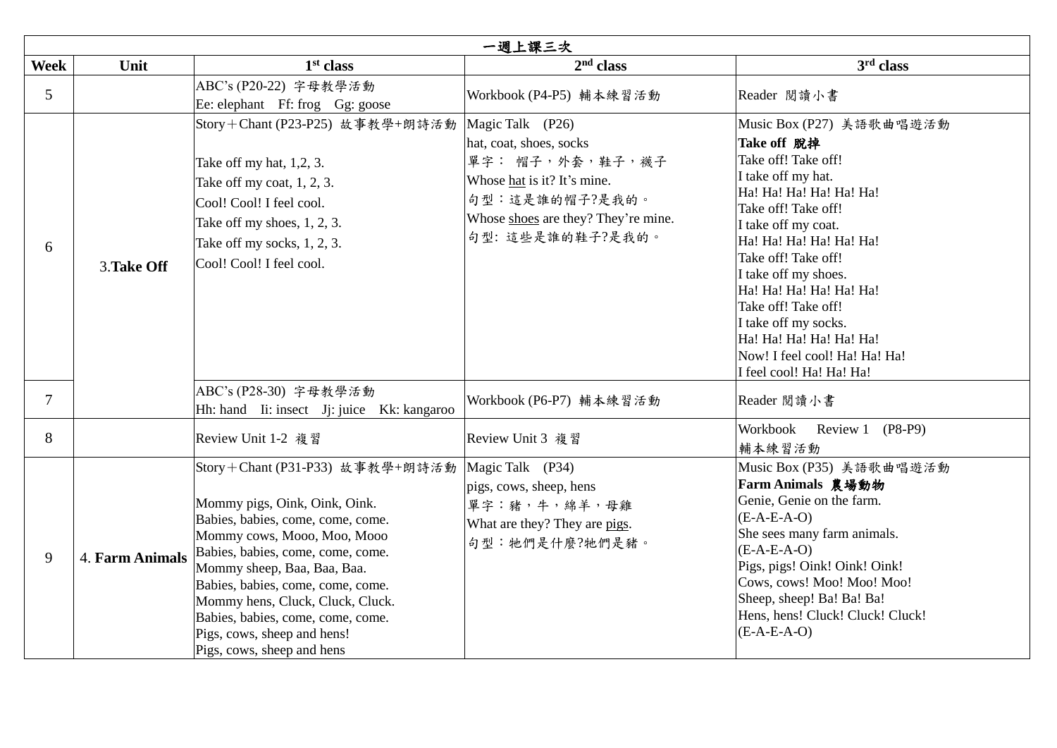| 一週上課三次 | | | | |
|---|---|---|---|---|
| **Week** | **Unit** | **1st class** | **2nd class** | **3rd class** |
| 5 | | ABC's (P20-22) 字母教學活動<br>Ee: elephant Ff: frog Gg: goose | Workbook (P4-P5) 輔本練習活動 | Reader 閱讀小書 |
| 6 | 3.**Take Off** | Story＋Chant (P23-P25) 故事教學+朗詩活動<br><br>Take off my hat, 1,2, 3.<br>Take off my coat, 1, 2, 3.<br>Cool! Cool! I feel cool.<br>Take off my shoes, 1, 2, 3.<br>Take off my socks, 1, 2, 3.<br>Cool! Cool! I feel cool. | Magic Talk (P26)<br>hat, coat, shoes, socks<br>單字： 帽子，外套，鞋子，襪子<br>Whose hat is it? It's mine.<br>句型：這是誰的帽子?是我的。<br>Whose shoes are they? They're mine.<br>句型: 這些是誰的鞋子?是我的。 | Music Box (P27) 美語歌曲唱遊活動<br>**Take off 脫掉**<br>Take off! Take off!<br>I take off my hat.<br>Ha! Ha! Ha! Ha! Ha! Ha!<br>Take off! Take off!<br>I take off my coat.<br>Ha! Ha! Ha! Ha! Ha! Ha!<br>Take off! Take off!<br>I take off my shoes.<br>Ha! Ha! Ha! Ha! Ha! Ha!<br>Take off! Take off!<br>I take off my socks.<br>Ha! Ha! Ha! Ha! Ha! Ha!<br>Now! I feel cool! Ha! Ha! Ha!<br>I feel cool! Ha! Ha! Ha! |
| 7 | | ABC's (P28-30) 字母教學活動<br>Hh: hand Ii: insect Jj: juice Kk: kangaroo | Workbook (P6-P7) 輔本練習活動 | Reader 閱讀小書 |
| 8 | | Review Unit 1-2 複習 | Review Unit 3 複習 | Workbook Review 1 (P8-P9)<br>輔本練習活動 |
| 9 | 4. **Farm Animals** | Story＋Chant (P31-P33) 故事教學+朗詩活動<br><br>Mommy pigs, Oink, Oink, Oink.<br>Babies, babies, come, come, come.<br>Mommy cows, Mooo, Moo, Mooo<br>Babies, babies, come, come, come.<br>Mommy sheep, Baa, Baa, Baa.<br>Babies, babies, come, come, come.<br>Mommy hens, Cluck, Cluck, Cluck.<br>Babies, babies, come, come, come.<br>Pigs, cows, sheep and hens!<br>Pigs, cows, sheep and hens | Magic Talk (P34)<br>pigs, cows, sheep, hens<br>單字：豬，牛，綿羊，母雞<br>What are they? They are pigs.<br>句型：牠們是什麼?牠們是豬。 | Music Box (P35) 美語歌曲唱遊活動<br>**Farm Animals 農場動物**<br>Genie, Genie on the farm.<br>(E-A-E-A-O)<br>She sees many farm animals.<br>(E-A-E-A-O)<br>Pigs, pigs! Oink! Oink! Oink!<br>Cows, cows! Moo! Moo! Moo!<br>Sheep, sheep! Ba! Ba! Ba!<br>Hens, hens! Cluck! Cluck! Cluck!<br>(E-A-E-A-O) |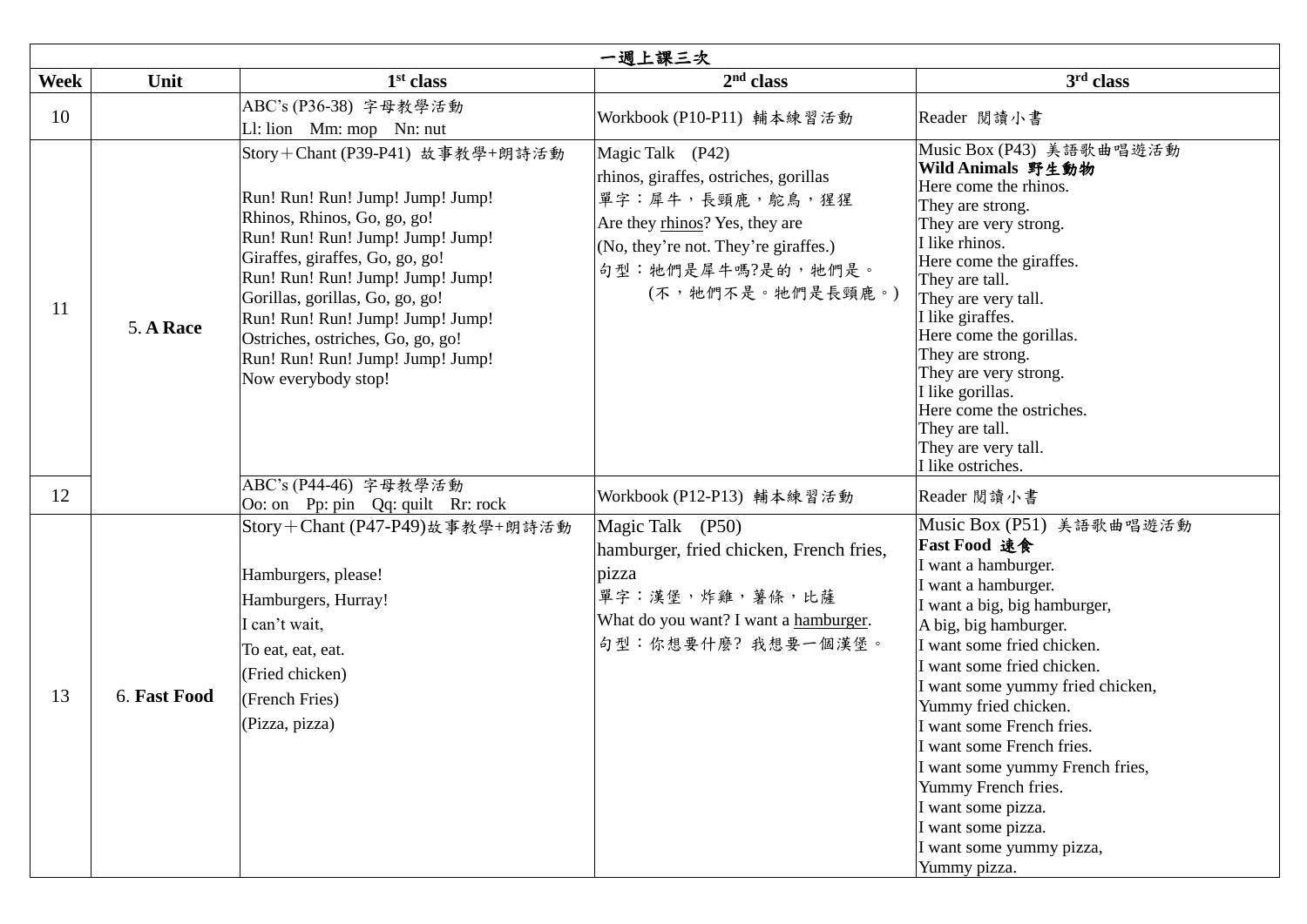| 一週上課三次 | | | | |
|---|---|---|---|---|
| **Week** | **Unit** | **1st class** | **2nd class** | **3rd class** |
| 10 | | ABC's (P36-38) 字母教學活動<br>Ll: lion Mm: mop Nn: nut | Workbook (P10-P11) 輔本練習活動 | Reader 閱讀小書 |
| 11 | 5. **A Race** | Story＋Chant (P39-P41) 故事教學+朗詩活動<br><br>Run! Run! Run! Jump! Jump! Jump!<br>Rhinos, Rhinos, Go, go, go!<br>Run! Run! Run! Jump! Jump! Jump!<br>Giraffes, giraffes, Go, go, go!<br>Run! Run! Run! Jump! Jump! Jump!<br>Gorillas, gorillas, Go, go, go!<br>Run! Run! Run! Jump! Jump! Jump!<br>Ostriches, ostriches, Go, go, go!<br>Run! Run! Run! Jump! Jump! Jump!<br>Now everybody stop! | Magic Talk (P42)<br>rhinos, giraffes, ostriches, gorillas<br>單字：犀牛，長頸鹿，鴕鳥，猩猩<br>Are they rhinos? Yes, they are<br>(No, they're not. They're giraffes.)<br>句型：牠們是犀牛嗎?是的，牠們是。<br>(不，牠們不是。牠們是長頸鹿。) | Music Box (P43) 美語歌曲唱遊活動<br>**Wild Animals 野生動物**<br>Here come the rhinos.<br>They are strong.<br>They are very strong.<br>I like rhinos.<br>Here come the giraffes.<br>They are tall.<br>They are very tall.<br>I like giraffes.<br>Here come the gorillas.<br>They are strong.<br>They are very strong.<br>I like gorillas.<br>Here come the ostriches.<br>They are tall.<br>They are very tall.<br>I like ostriches. |
| 12 | | ABC's (P44-46) 字母教學活動<br>Oo: on Pp: pin Qq: quilt Rr: rock | Workbook (P12-P13) 輔本練習活動 | Reader 閱讀小書 |
| 13 | 6. **Fast Food** | Story＋Chant (P47-P49)故事教學+朗詩活動<br><br>Hamburgers, please!<br>Hamburgers, Hurray!<br>I can't wait,<br>To eat, eat, eat.<br>(Fried chicken)<br>(French Fries)<br>(Pizza, pizza) | Magic Talk (P50)<br>hamburger, fried chicken, French fries, pizza<br>單字：漢堡，炸雞，薯條，比薩<br>What do you want? I want a hamburger.<br>句型：你想要什麼? 我想要一個漢堡。 | Music Box (P51) 美語歌曲唱遊活動<br>**Fast Food 速食**<br>I want a hamburger.<br>I want a hamburger.<br>I want a big, big hamburger,<br>A big, big hamburger.<br>I want some fried chicken.<br>I want some fried chicken.<br>I want some yummy fried chicken,<br>Yummy fried chicken.<br>I want some French fries.<br>I want some French fries.<br>I want some yummy French fries,<br>Yummy French fries.<br>I want some pizza.<br>I want some pizza.<br>I want some yummy pizza,<br>Yummy pizza. |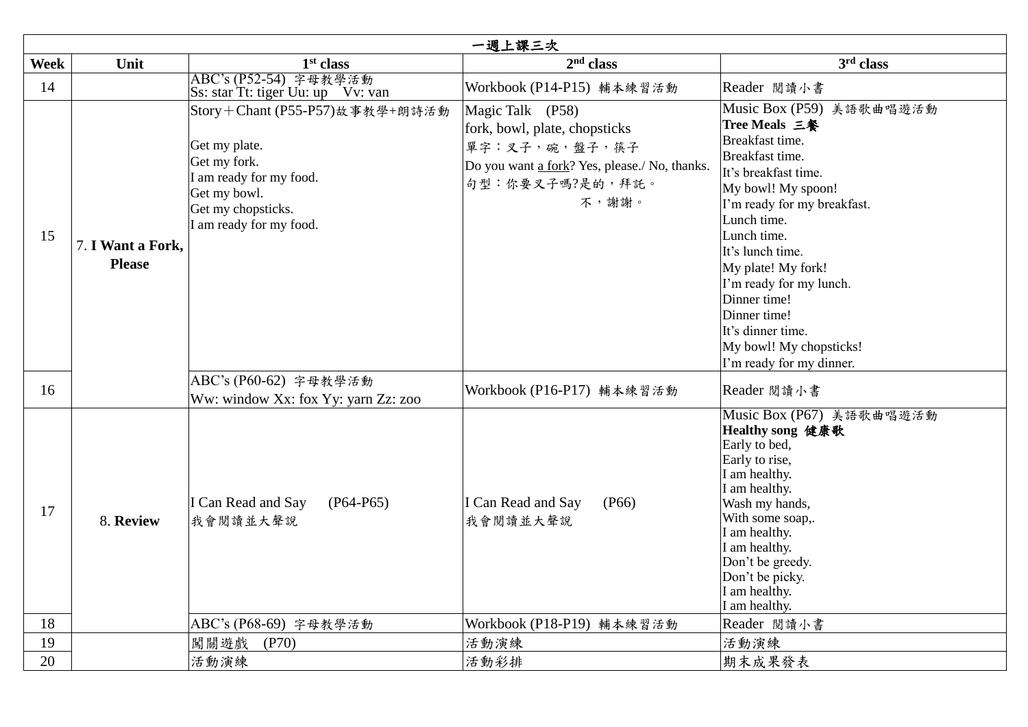| 一週上課三次 | | | | |
|---|---|---|---|---|
| Week | Unit | 1st class | 2nd class | 3rd class |
| 14 | | ABC's (P52-54) 字母教學活動<br>Ss: star Tt: tiger Uu: up Vv: van | Workbook (P14-P15) 輔本練習活動 | Reader 閱讀小書 |
| 15 | 7. **I Want a Fork, Please** | Story＋Chant (P55-P57)故事教學+朗詩活動<br><br>Get my plate.<br>Get my fork.<br>I am ready for my food.<br>Get my bowl.<br>Get my chopsticks.<br>I am ready for my food. | Magic Talk (P58)<br>fork, bowl, plate, chopsticks<br>單字：叉子，碗，盤子，筷子<br>Do you want a fork? Yes, please./ No, thanks.<br>句型：你要叉子嗎?是的，拜託。<br>不，謝謝。 | Music Box (P59) 美語歌曲唱遊活動<br>**Tree Meals 三餐**<br>Breakfast time.<br>Breakfast time.<br>It's breakfast time.<br>My bowl! My spoon!<br>I'm ready for my breakfast.<br>Lunch time.<br>Lunch time.<br>It's lunch time.<br>My plate! My fork!<br>I'm ready for my lunch.<br>Dinner time!<br>Dinner time!<br>It's dinner time.<br>My bowl! My chopsticks!<br>I'm ready for my dinner. |
| 16 | | ABC's (P60-62) 字母教學活動<br>Ww: window Xx: fox Yy: yarn Zz: zoo | Workbook (P16-P17) 輔本練習活動 | Reader 閱讀小書 |
| 17 | 8. **Review** | I Can Read and Say (P64-P65)<br>我會閱讀並大聲說 | I Can Read and Say (P66)<br>我會閱讀並大聲說 | Music Box (P67) 美語歌曲唱遊活動<br>**Healthy song 健康歌**<br>Early to bed,<br>Early to rise,<br>I am healthy.<br>I am healthy.<br>Wash my hands,<br>With some soap,.<br>I am healthy.<br>I am healthy.<br>Don't be greedy.<br>Don't be picky.<br>I am healthy.<br>I am healthy. |
| 18 | | ABC's (P68-69) 字母教學活動 | Workbook (P18-P19) 輔本練習活動 | Reader 閱讀小書 |
| 19 | | 闖關遊戲 (P70) | 活動演練 | 活動演練 |
| 20 | | 活動演練 | 活動彩排 | 期末成果發表 |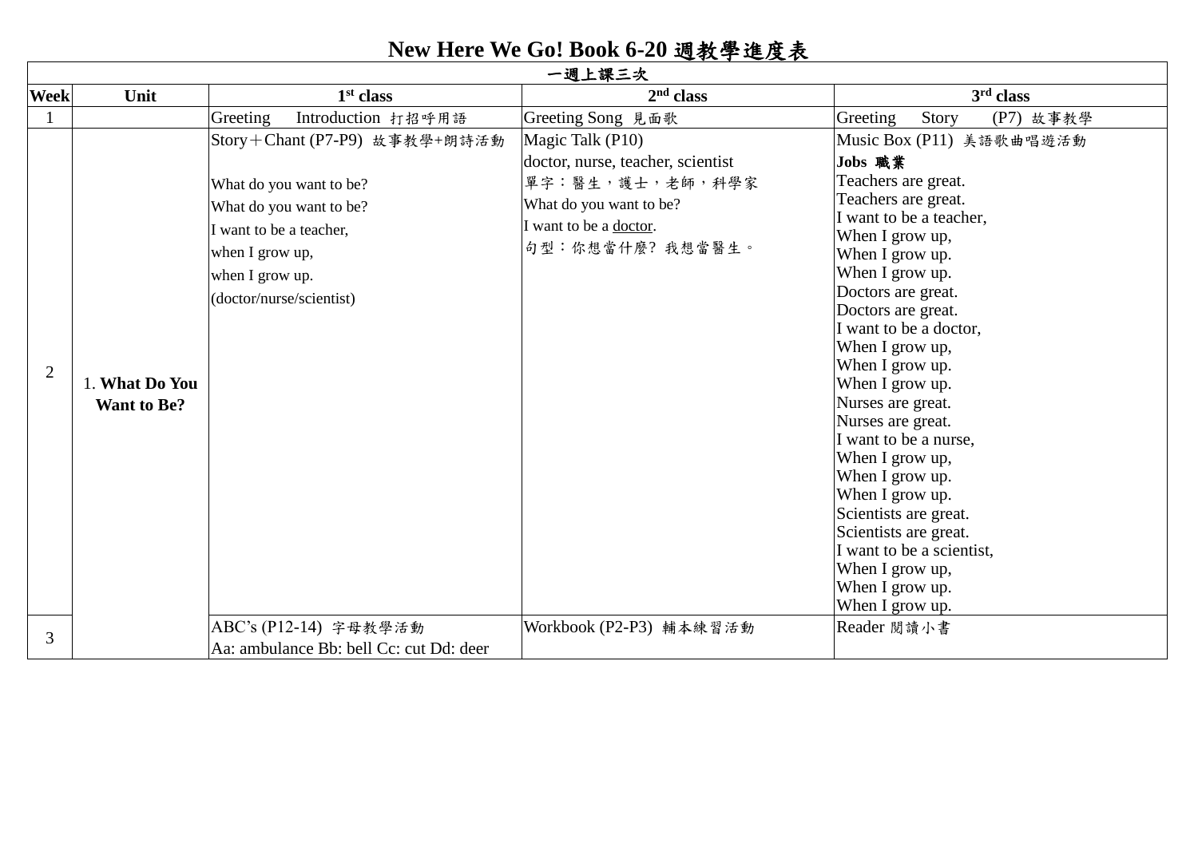# New Here We Go! Book 6-20 週教學進度表

| 一週上課三次 | | | | |
|---|---|---|---|---|
| **Week** | **Unit** | **1st class** | **2nd class** | **3rd class** |
| 1 | | Greeting Introduction 打招呼用語 | Greeting Song 見面歌 | Greeting Story (P7) 故事教學 |
| 2 | 1. **What Do You Want to Be?** | Story＋Chant (P7-P9) 故事教學+朗詩活動<br><br>What do you want to be?<br>What do you want to be?<br>I want to be a teacher,<br>when I grow up,<br>when I grow up.<br>(doctor/nurse/scientist) | Magic Talk (P10)<br>doctor, nurse, teacher, scientist<br>單字：醫生，護士，老師，科學家<br>What do you want to be?<br>I want to be a doctor.<br>句型：你想當什麼? 我想當醫生。 | Music Box (P11) 美語歌曲唱遊活動<br>**Jobs 職業**<br>Teachers are great.<br>Teachers are great.<br>I want to be a teacher,<br>When I grow up,<br>When I grow up.<br>When I grow up.<br>Doctors are great.<br>Doctors are great.<br>I want to be a doctor,<br>When I grow up,<br>When I grow up.<br>When I grow up.<br>Nurses are great.<br>Nurses are great.<br>I want to be a nurse,<br>When I grow up,<br>When I grow up.<br>When I grow up.<br>Scientists are great.<br>Scientists are great.<br>I want to be a scientist,<br>When I grow up,<br>When I grow up.<br>When I grow up. |
| 3 | | ABC's (P12-14) 字母教學活動<br>Aa: ambulance Bb: bell Cc: cut Dd: deer | Workbook (P2-P3) 輔本練習活動 | Reader 閱讀小書 |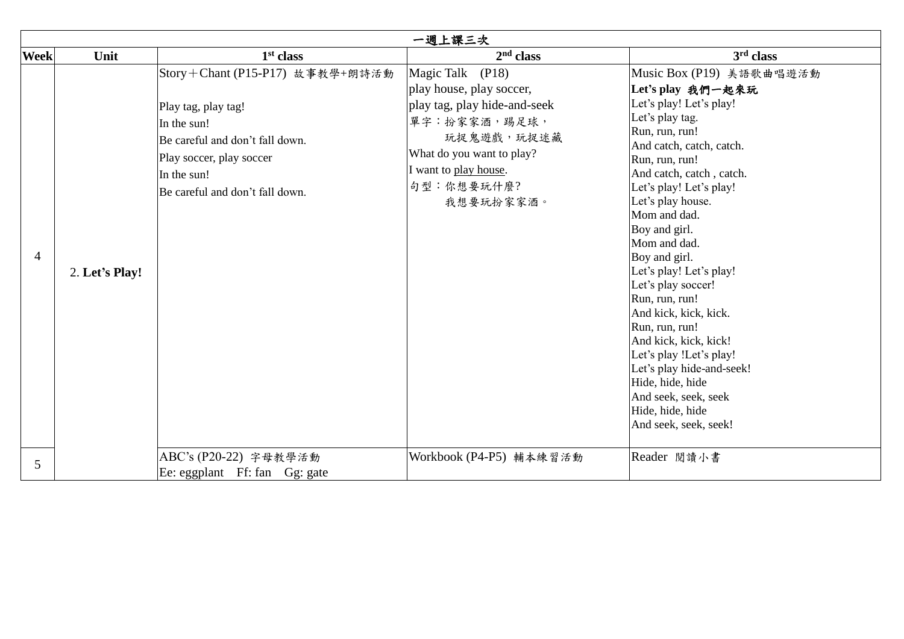| 一週上課三次 | | | | |
|---|---|---|---|---|
| **Week** | **Unit** | **1st class** | **2nd class** | **3rd class** |
| 4 | 2. **Let's Play!** | Story＋Chant (P15-P17) 故事教學+朗詩活動<br><br>Play tag, play tag!<br>In the sun!<br>Be careful and don't fall down.<br>Play soccer, play soccer<br>In the sun!<br>Be careful and don't fall down. | Magic Talk (P18)<br>play house, play soccer,<br>play tag, play hide-and-seek<br>單字：扮家家酒，踢足球，<br>玩捉鬼遊戲，玩捉迷藏<br>What do you want to play?<br>I want to play house.<br>句型：你想要玩什麼?<br>我想要玩扮家家酒。 | Music Box (P19) 美語歌曲唱遊活動<br>**Let's play 我們一起來玩**<br>Let's play! Let's play!<br>Let's play tag.<br>Run, run, run!<br>And catch, catch, catch.<br>Run, run, run!<br>And catch, catch , catch.<br>Let's play! Let's play!<br>Let's play house.<br>Mom and dad.<br>Boy and girl.<br>Mom and dad.<br>Boy and girl.<br>Let's play! Let's play!<br>Let's play soccer!<br>Run, run, run!<br>And kick, kick, kick.<br>Run, run, run!<br>And kick, kick, kick!<br>Let's play !Let's play!<br>Let's play hide-and-seek!<br>Hide, hide, hide<br>And seek, seek, seek<br>Hide, hide, hide<br>And seek, seek, seek! |
| 5 | | ABC's (P20-22) 字母教學活動<br>Ee: eggplant Ff: fan Gg: gate | Workbook (P4-P5) 輔本練習活動 | Reader 閱讀小書 |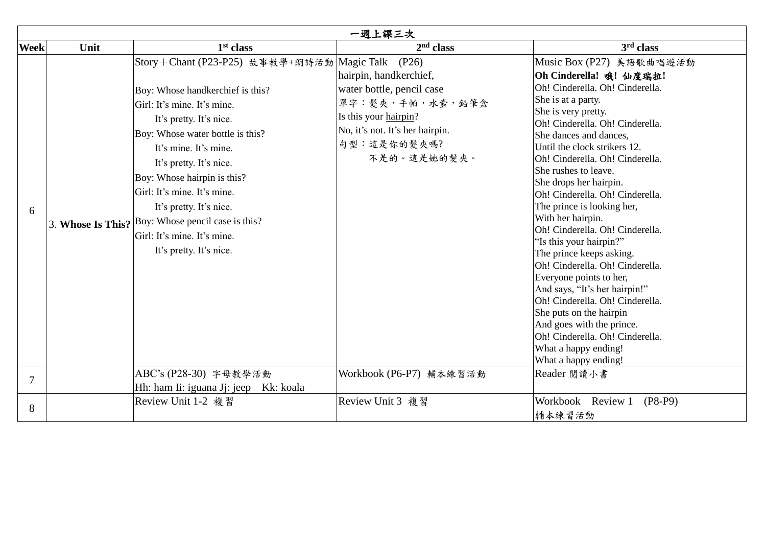| 一週上課三次 | | | | |
|---|---|---|---|---|
| **Week** | **Unit** | **1st class** | **2nd class** | **3rd class** |
| 6 | 3. **Whose Is This?** | Story＋Chant (P23-P25) 故事教學+朗詩活動<br><br>Boy: Whose handkerchief is this?<br>Girl: It's mine. It's mine.<br>It's pretty. It's nice.<br>Boy: Whose water bottle is this?<br>It's mine. It's mine.<br>It's pretty. It's nice.<br>Boy: Whose hairpin is this?<br>Girl: It's mine. It's mine.<br>It's pretty. It's nice.<br>Boy: Whose pencil case is this?<br>Girl: It's mine. It's mine.<br>It's pretty. It's nice. | Magic Talk (P26)<br>hairpin, handkerchief,<br>water bottle, pencil case<br>單字：髮夾，手帕，水壺，鉛筆盒<br>Is this your hairpin?<br>No, it's not. It's her hairpin.<br>句型：這是你的髮夾嗎?<br>不是的。這是她的髮夾。 | Music Box (P27) 美語歌曲唱遊活動<br>**Oh Cinderella! 哦! 仙度瑞拉!**<br>Oh! Cinderella. Oh! Cinderella.<br>She is at a party.<br>She is very pretty.<br>Oh! Cinderella. Oh! Cinderella.<br>She dances and dances,<br>Until the clock strikers 12.<br>Oh! Cinderella. Oh! Cinderella.<br>She rushes to leave.<br>She drops her hairpin.<br>Oh! Cinderella. Oh! Cinderella.<br>The prince is looking her,<br>With her hairpin.<br>Oh! Cinderella. Oh! Cinderella.<br>"Is this your hairpin?"<br>The prince keeps asking.<br>Oh! Cinderella. Oh! Cinderella.<br>Everyone points to her,<br>And says, "It's her hairpin!"<br>Oh! Cinderella. Oh! Cinderella.<br>She puts on the hairpin<br>And goes with the prince.<br>Oh! Cinderella. Oh! Cinderella.<br>What a happy ending!<br>What a happy ending! |
| 7 | | ABC's (P28-30) 字母教學活動<br>Hh: ham Ii: iguana Jj: jeep Kk: koala | Workbook (P6-P7) 輔本練習活動 | Reader 閱讀小書 |
| 8 | | Review Unit 1-2 複習 | Review Unit 3 複習 | Workbook Review 1 (P8-P9)<br>輔本練習活動 |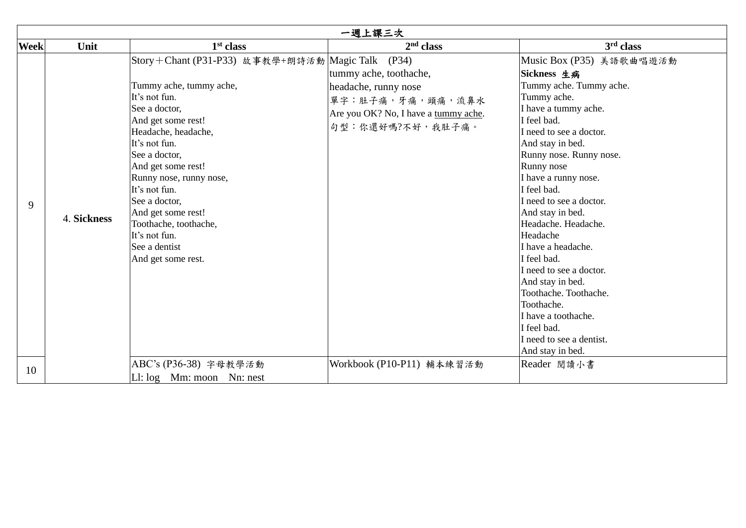| 一週上課三次 | | | | |
|---|---|---|---|---|
| Week | Unit | 1st class | 2nd class | 3rd class |
| 9 | 4. **Sickness** | Story＋Chant (P31-P33) 故事教學+朗詩活動<br><br>Tummy ache, tummy ache,<br>It's not fun.<br>See a doctor,<br>And get some rest!<br>Headache, headache,<br>It's not fun.<br>See a doctor,<br>And get some rest!<br>Runny nose, runny nose,<br>It's not fun.<br>See a doctor,<br>And get some rest!<br>Toothache, toothache,<br>It's not fun.<br>See a dentist<br>And get some rest. | Magic Talk (P34)<br>tummy ache, toothache,<br>headache, runny nose<br>單字：肚子痛，牙痛，頭痛，流鼻水<br>Are you OK? No, I have a <u>tummy ache</u>.<br>句型：你還好嗎?不好，我肚子痛。 | Music Box (P35) 美語歌曲唱遊活動<br>**Sickness 生病**<br>Tummy ache. Tummy ache.<br>Tummy ache.<br>I have a tummy ache.<br>I feel bad.<br>I need to see a doctor.<br>And stay in bed.<br>Runny nose. Runny nose.<br>Runny nose<br>I have a runny nose.<br>I feel bad.<br>I need to see a doctor.<br>And stay in bed.<br>Headache. Headache.<br>Headache<br>I have a headache.<br>I feel bad.<br>I need to see a doctor.<br>And stay in bed.<br>Toothache. Toothache.<br>Toothache.<br>I have a toothache.<br>I feel bad.<br>I need to see a dentist.<br>And stay in bed. |
| 10 | | ABC's (P36-38) 字母教學活動<br>Ll: log Mm: moon Nn: nest | Workbook (P10-P11) 輔本練習活動 | Reader 閱讀小書 |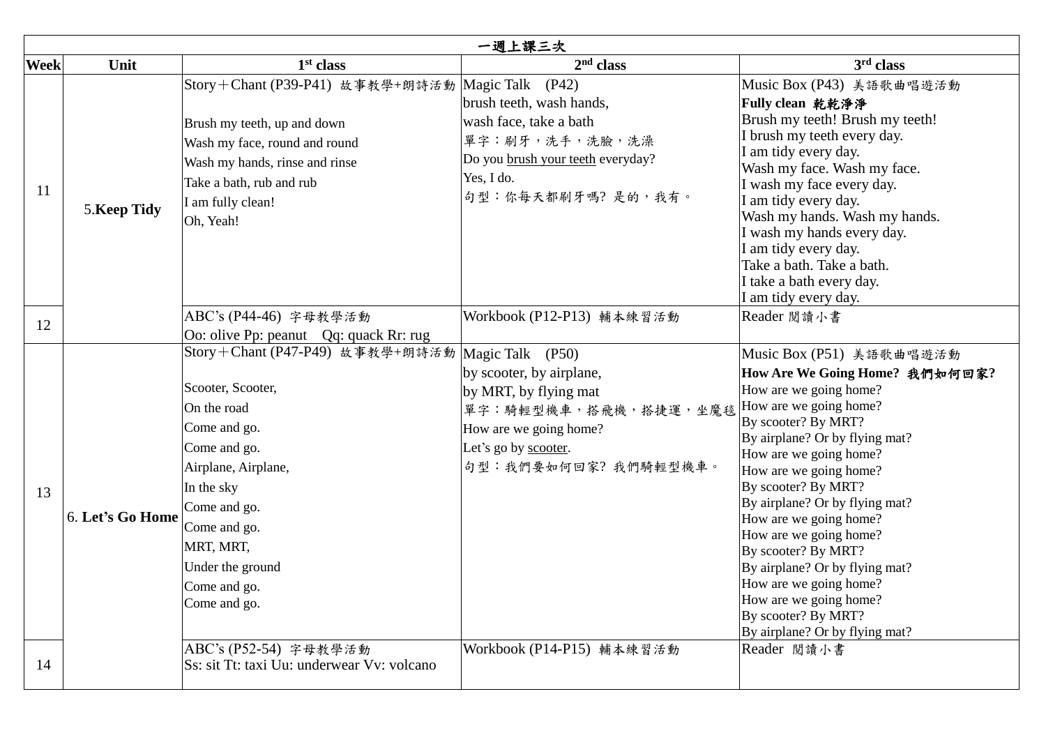| 一週上課三次 | | | | |
|---|---|---|---|---|
| **Week** | **Unit** | **1st class** | **2nd class** | **3rd class** |
| 11 | 5.**Keep Tidy** | Story＋Chant (P39-P41) 故事教學+朗詩活動<br><br>Brush my teeth, up and down<br>Wash my face, round and round<br>Wash my hands, rinse and rinse<br>Take a bath, rub and rub<br>I am fully clean!<br>Oh, Yeah! | Magic Talk (P42)<br>brush teeth, wash hands,<br>wash face, take a bath<br>單字：刷牙，洗手，洗臉，洗澡<br>Do you brush your teeth everyday?<br>Yes, I do.<br>句型：你每天都刷牙嗎? 是的，我有。 | Music Box (P43) 美語歌曲唱遊活動<br>**Fully clean 乾乾淨淨**<br>Brush my teeth! Brush my teeth!<br>I brush my teeth every day.<br>I am tidy every day.<br>Wash my face. Wash my face.<br>I wash my face every day.<br>I am tidy every day.<br>Wash my hands. Wash my hands.<br>I wash my hands every day.<br>I am tidy every day.<br>Take a bath. Take a bath.<br>I take a bath every day.<br>I am tidy every day. |
| 12 | | ABC's (P44-46) 字母教學活動<br>Oo: olive Pp: peanut Qq: quack Rr: rug | Workbook (P12-P13) 輔本練習活動 | Reader 閱讀小書 |
| 13 | 6. **Let's Go Home** | Story＋Chant (P47-P49) 故事教學+朗詩活動<br><br>Scooter, Scooter,<br>On the road<br>Come and go.<br>Come and go.<br>Airplane, Airplane,<br>In the sky<br>Come and go.<br>Come and go.<br>MRT, MRT,<br>Under the ground<br>Come and go.<br>Come and go. | Magic Talk (P50)<br>by scooter, by airplane,<br>by MRT, by flying mat<br>單字：騎輕型機車，搭飛機，搭捷運，坐魔毯<br>How are we going home?<br>Let's go by scooter.<br>句型：我們要如何回家? 我們騎輕型機車。 | Music Box (P51) 美語歌曲唱遊活動<br>**How Are We Going Home? 我們如何回家?**<br>How are we going home?<br>How are we going home?<br>By scooter? By MRT?<br>By airplane? Or by flying mat?<br>How are we going home?<br>How are we going home?<br>By scooter? By MRT?<br>By airplane? Or by flying mat?<br>How are we going home?<br>How are we going home?<br>By scooter? By MRT?<br>By airplane? Or by flying mat?<br>How are we going home?<br>How are we going home?<br>By scooter? By MRT?<br>By airplane? Or by flying mat? |
| 14 | | ABC's (P52-54) 字母教學活動<br>Ss: sit Tt: taxi Uu: underwear Vv: volcano | Workbook (P14-P15) 輔本練習活動 | Reader 閱讀小書 |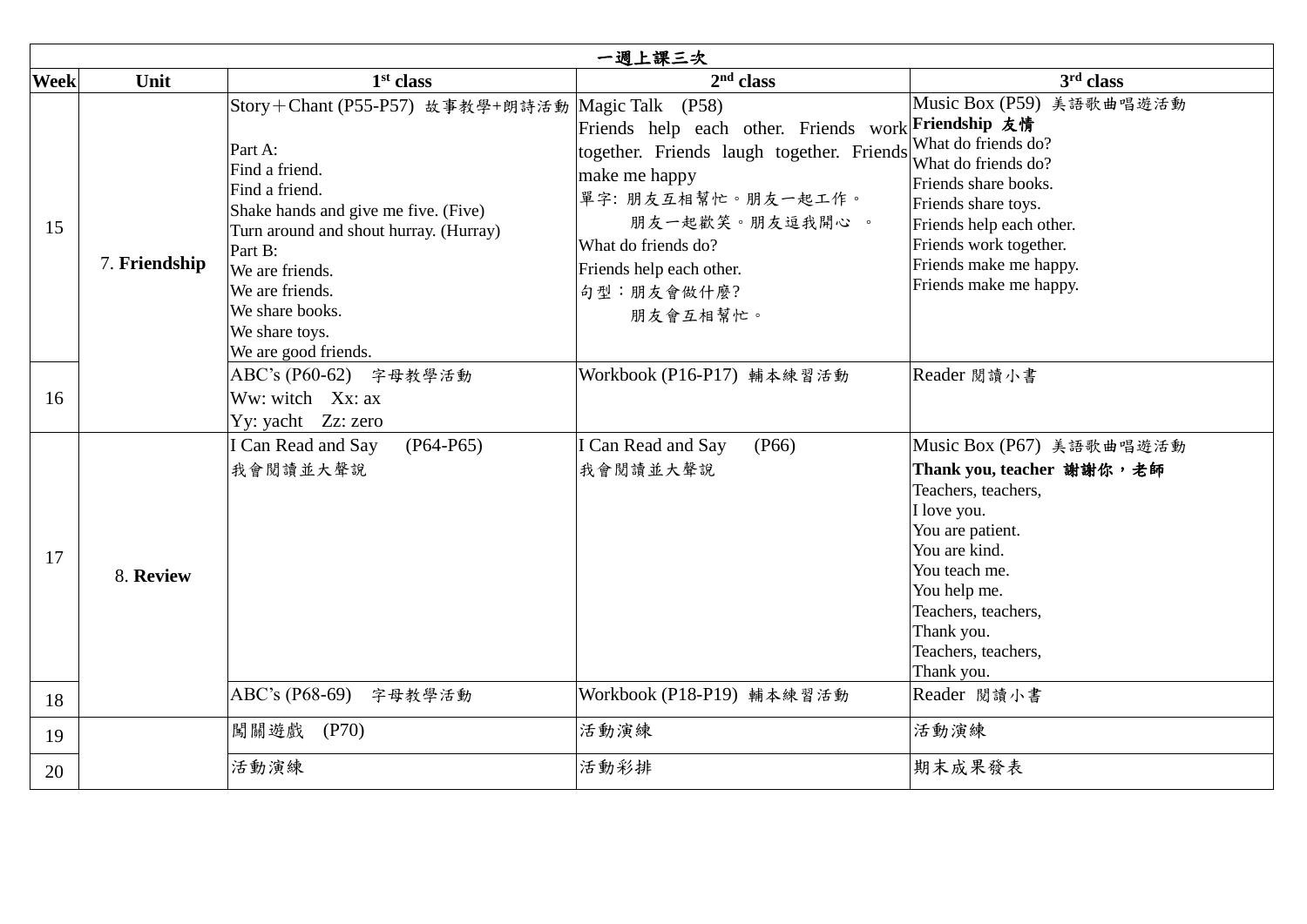| 一週上課三次 | | | | |
|---|---|---|---|---|
| **Week** | **Unit** | **1st class** | **2nd class** | **3rd class** |
| 15 | 7. **Friendship** | Story＋Chant (P55-P57) 故事教學+朗詩活動<br><br>Part A:<br>Find a friend.<br>Find a friend.<br>Shake hands and give me five. (Five)<br>Turn around and shout hurray. (Hurray)<br>Part B:<br>We are friends.<br>We are friends.<br>We share books.<br>We share toys.<br>We are good friends. | Magic Talk (P58)<br>Friends help each other. Friends work together. Friends laugh together. Friends make me happy<br>單字: 朋友互相幫忙。朋友一起工作。<br>朋友一起歡笑。朋友逗我開心 。<br>What do friends do?<br>Friends help each other.<br>句型：朋友會做什麼?<br>朋友會互相幫忙。 | Music Box (P59) 美語歌曲唱遊活動<br>**Friendship 友情**<br>What do friends do?<br>What do friends do?<br>Friends share books.<br>Friends share toys.<br>Friends help each other.<br>Friends work together.<br>Friends make me happy.<br>Friends make me happy. |
| 16 | | ABC's (P60-62) 字母教學活動<br>Ww: witch Xx: ax<br>Yy: yacht Zz: zero | Workbook (P16-P17) 輔本練習活動 | Reader 閱讀小書 |
| 17 | 8. **Review** | I Can Read and Say (P64-P65)<br>我會閱讀並大聲說 | I Can Read and Say (P66)<br>我會閱讀並大聲說 | Music Box (P67) 美語歌曲唱遊活動<br>**Thank you, teacher 謝謝你，老師**<br>Teachers, teachers,<br>I love you.<br>You are patient.<br>You are kind.<br>You teach me.<br>You help me.<br>Teachers, teachers,<br>Thank you.<br>Teachers, teachers,<br>Thank you. |
| 18 | | ABC's (P68-69) 字母教學活動 | Workbook (P18-P19) 輔本練習活動 | Reader 閱讀小書 |
| 19 | | 闖關遊戲 (P70) | 活動演練 | 活動演練 |
| 20 | | 活動演練 | 活動彩排 | 期末成果發表 |